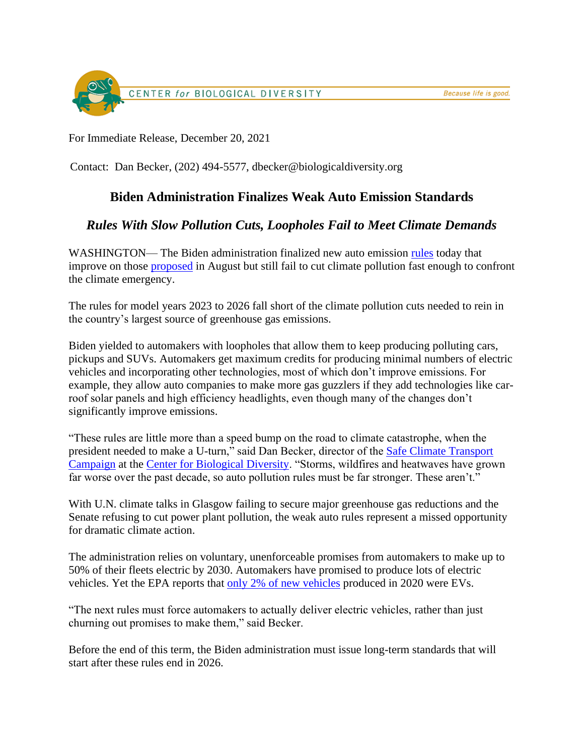CENTER *for* BIOLOGICAL DIVERSITY — *Because life is good.*

For Immediate Release, December 20, 2021

Contact: Dan Becker, (202) 494-5577, dbecker@biologicaldiversity.org

## Biden Administration Finalizes Weak Auto Emission Standards

### *Rules With Slow Pollution Cuts, Loopholes Fail to Meet Climate Demands*

WASHINGTON— The Biden administration finalized new auto emission rules today that improve on those proposed in August but still fail to cut climate pollution fast enough to confront the climate emergency.

The rules for model years 2023 to 2026 fall short of the climate pollution cuts needed to rein in the country's largest source of greenhouse gas emissions.

Biden yielded to automakers with loopholes that allow them to keep producing polluting cars, pickups and SUVs. Automakers get maximum credits for producing minimal numbers of electric vehicles and incorporating other technologies, most of which don't improve emissions. For example, they allow auto companies to make more gas guzzlers if they add technologies like car-roof solar panels and high efficiency headlights, even though many of the changes don't significantly improve emissions.

"These rules are little more than a speed bump on the road to climate catastrophe, when the president needed to make a U-turn," said Dan Becker, director of the Safe Climate Transport Campaign at the Center for Biological Diversity. "Storms, wildfires and heatwaves have grown far worse over the past decade, so auto pollution rules must be far stronger. These aren't."

With U.N. climate talks in Glasgow failing to secure major greenhouse gas reductions and the Senate refusing to cut power plant pollution, the weak auto rules represent a missed opportunity for dramatic climate action.

The administration relies on voluntary, unenforceable promises from automakers to make up to 50% of their fleets electric by 2030. Automakers have promised to produce lots of electric vehicles. Yet the EPA reports that only 2% of new vehicles produced in 2020 were EVs.

"The next rules must force automakers to actually deliver electric vehicles, rather than just churning out promises to make them," said Becker.

Before the end of this term, the Biden administration must issue long-term standards that will start after these rules end in 2026.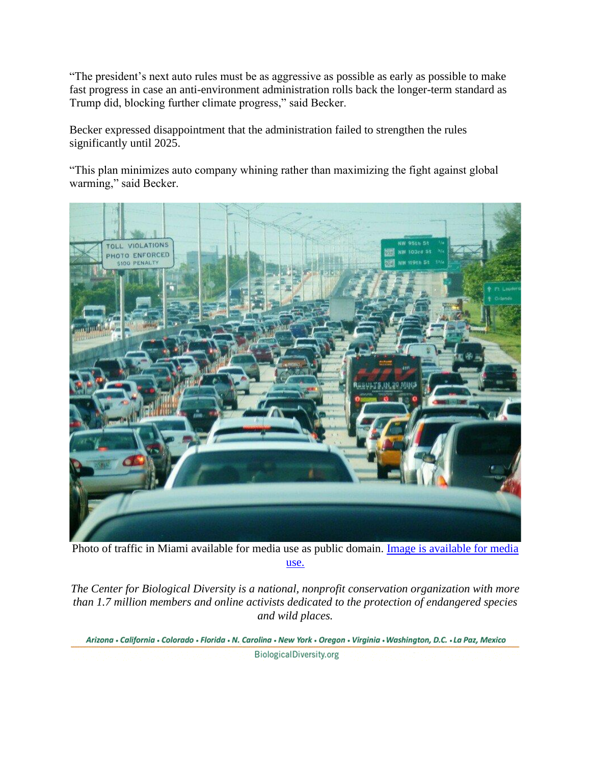"The president's next auto rules must be as aggressive as possible as early as possible to make fast progress in case an anti-environment administration rolls back the longer-term standard as Trump did, blocking further climate progress," said Becker.

Becker expressed disappointment that the administration failed to strengthen the rules significantly until 2025.

"This plan minimizes auto company whining rather than maximizing the fight against global warming," said Becker.

Photo of traffic in Miami available for media use as public domain. [Image is available for media use.]

*The Center for Biological Diversity is a national, nonprofit conservation organization with more than 1.7 million members and online activists dedicated to the protection of endangered species and wild places.*

Arizona • California • Colorado • Florida • N. Carolina • New York • Oregon • Virginia • Washington, D.C. • La Paz, Mexico

BiologicalDiversity.org